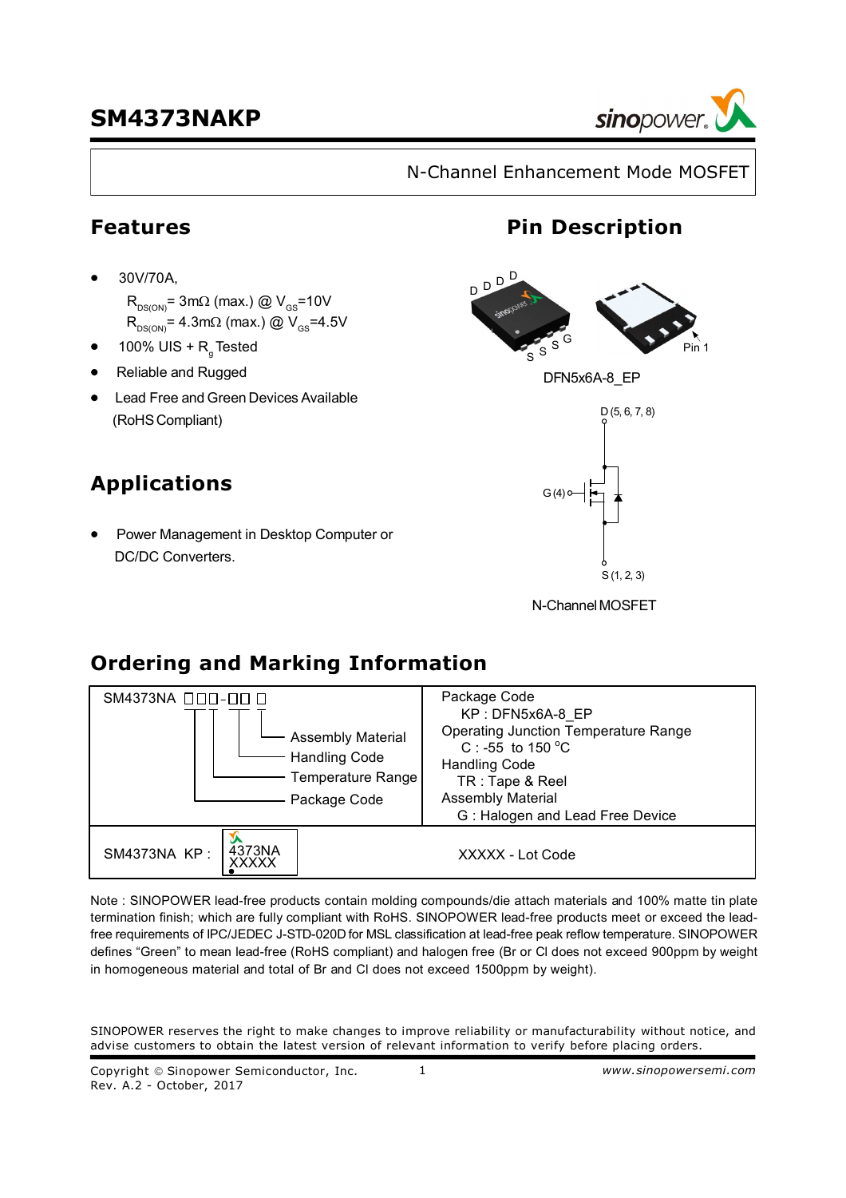# SM4373NAKP

N-Channel Enhancement Mode MOSFET

## Features

- 30V/70A,
  $R_{DS(ON)}$= 3mΩ (max.) @ $V_{GS}$=10V
  $R_{DS(ON)}$= 4.3mΩ (max.) @ $V_{GS}$=4.5V
- 100% UIS + $R_g$ Tested
- Reliable and Rugged
- Lead Free and Green Devices Available (RoHS Compliant)

## Pin Description

DFN5x6A-8_EP

D (5, 6, 7, 8)

G (4)

S (1, 2, 3)

N-Channel MOSFET

## Applications

- Power Management in Desktop Computer or DC/DC Converters.

## Ordering and Marking Information

| SM4373NA □□□-□□ □ | |
|---|---|
| Assembly Material<br>Handling Code<br>Temperature Range<br>Package Code | Package Code<br>KP : DFN5x6A-8_EP<br>Operating Junction Temperature Range<br>C : -55 to 150 °C<br>Handling Code<br>TR : Tape & Reel<br>Assembly Material<br>G : Halogen and Lead Free Device |
| SM4373NA KP : 4373NA XXXXX | XXXXX - Lot Code |

Note : SINOPOWER lead-free products contain molding compounds/die attach materials and 100% matte tin plate termination finish; which are fully compliant with RoHS. SINOPOWER lead-free products meet or exceed the lead-free requirements of IPC/JEDEC J-STD-020D for MSL classification at lead-free peak reflow temperature. SINOPOWER defines "Green" to mean lead-free (RoHS compliant) and halogen free (Br or Cl does not exceed 900ppm by weight in homogeneous material and total of Br and Cl does not exceed 1500ppm by weight).

SINOPOWER reserves the right to make changes to improve reliability or manufacturability without notice, and advise customers to obtain the latest version of relevant information to verify before placing orders.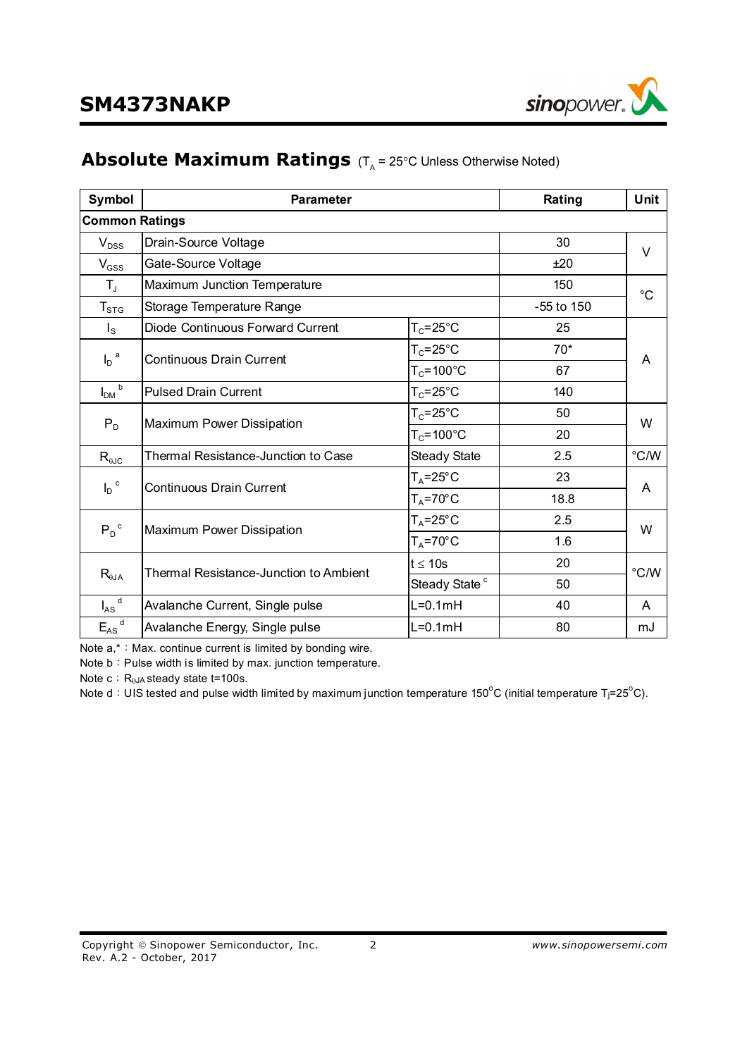## Absolute Maximum Ratings ($T_A$ = 25°C Unless Otherwise Noted)

| Symbol | Parameter | | Rating | Unit |
|---|---|---|---|---|
| **Common Ratings** | | | | |
| $V_{DSS}$ | Drain-Source Voltage | | 30 | V |
| $V_{GSS}$ | Gate-Source Voltage | | ±20 | |
| $T_J$ | Maximum Junction Temperature | | 150 | °C |
| $T_{STG}$ | Storage Temperature Range | | -55 to 150 | |
| $I_S$ | Diode Continuous Forward Current | $T_C$=25°C | 25 | A |
| $I_D$ [a] | Continuous Drain Current | $T_C$=25°C | 70* | |
| | | $T_C$=100°C | 67 | |
| $I_{DM}$ [b] | Pulsed Drain Current | $T_C$=25°C | 140 | |
| $P_D$ | Maximum Power Dissipation | $T_C$=25°C | 50 | W |
| | | $T_C$=100°C | 20 | |
| $R_{\theta JC}$ | Thermal Resistance-Junction to Case | Steady State | 2.5 | °C/W |
| $I_D$ [c] | Continuous Drain Current | $T_A$=25°C | 23 | A |
| | | $T_A$=70°C | 18.8 | |
| $P_D$ [c] | Maximum Power Dissipation | $T_A$=25°C | 2.5 | W |
| | | $T_A$=70°C | 1.6 | |
| $R_{\theta JA}$ | Thermal Resistance-Junction to Ambient | $t \leq$ 10s | 20 | °C/W |
| | | Steady State [c] | 50 | |
| $I_{AS}$ [d] | Avalanche Current, Single pulse | L=0.1mH | 40 | A |
| $E_{AS}$ [d] | Avalanche Energy, Single pulse | L=0.1mH | 80 | mJ |

Note a,* : Max. continue current is limited by bonding wire.

Note b : Pulse width is limited by max. junction temperature.

Note c : $R_{\theta JA}$ steady state t=100s.

Note d : UIS tested and pulse width limited by maximum junction temperature 150°C (initial temperature $T_j$=25°C).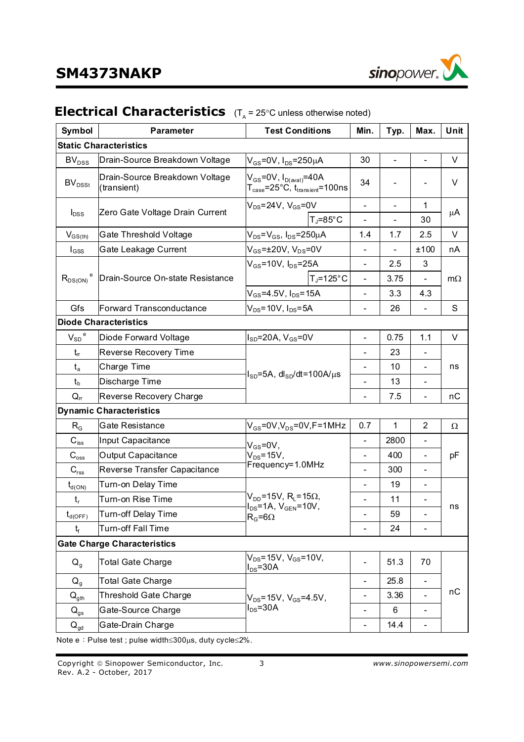## Electrical Characteristics ($T_A$ = 25°C unless otherwise noted)

| Symbol | Parameter | Test Conditions | | Min. | Typ. | Max. | Unit |
|---|---|---|---|---|---|---|---|
| **Static Characteristics** | | | | | | | |
| $BV_{DSS}$ | Drain-Source Breakdown Voltage | $V_{GS}$=0V, $I_{DS}$=250μA | | 30 | - | - | V |
| $BV_{DSSt}$ | Drain-Source Breakdown Voltage (transient) | $V_{GS}$=0V, $I_{D(aval)}$=40A $T_{case}$=25°C, $t_{transient}$=100ns | | 34 | - | - | V |
| $I_{DSS}$ | Zero Gate Voltage Drain Current | $V_{DS}$=24V, $V_{GS}$=0V | | - | - | 1 | μA |
| | | | $T_J$=85°C | - | - | 30 | |
| $V_{GS(th)}$ | Gate Threshold Voltage | $V_{DS}$=$V_{GS}$, $I_{DS}$=250μA | | 1.4 | 1.7 | 2.5 | V |
| $I_{GSS}$ | Gate Leakage Current | $V_{GS}$=±20V, $V_{DS}$=0V | | - | - | ±100 | nA |
| $R_{DS(ON)}$ [e] | Drain-Source On-state Resistance | $V_{GS}$=10V, $I_{DS}$=25A | | - | 2.5 | 3 | mΩ |
| | | | $T_J$=125°C | - | 3.75 | - | |
| | | $V_{GS}$=4.5V, $I_{DS}$=15A | | - | 3.3 | 4.3 | |
| Gfs | Forward Transconductance | $V_{DS}$=10V, $I_{DS}$=5A | | - | 26 | - | S |
| **Diode Characteristics** | | | | | | | |
| $V_{SD}$ [e] | Diode Forward Voltage | $I_{SD}$=20A, $V_{GS}$=0V | | - | 0.75 | 1.1 | V |
| $t_{rr}$ | Reverse Recovery Time | $I_{SD}$=5A, $dI_{SD}/dt$=100A/μs | | - | 23 | - | ns |
| $t_a$ | Charge Time | | | - | 10 | - | |
| $t_b$ | Discharge Time | | | - | 13 | - | |
| $Q_{rr}$ | Reverse Recovery Charge | | | - | 7.5 | - | nC |
| **Dynamic Characteristics** | | | | | | | |
| $R_G$ | Gate Resistance | $V_{GS}$=0V,$V_{DS}$=0V,F=1MHz | | 0.7 | 1 | 2 | Ω |
| $C_{iss}$ | Input Capacitance | $V_{GS}$=0V, $V_{DS}$=15V, Frequency=1.0MHz | | - | 2800 | - | pF |
| $C_{oss}$ | Output Capacitance | | | - | 400 | - | |
| $C_{rss}$ | Reverse Transfer Capacitance | | | - | 300 | - | |
| $t_{d(ON)}$ | Turn-on Delay Time | $V_{DD}$=15V, $R_L$=15Ω, $I_{DS}$=1A, $V_{GEN}$=10V, $R_G$=6Ω | | - | 19 | - | ns |
| $t_r$ | Turn-on Rise Time | | | - | 11 | - | |
| $t_{d(OFF)}$ | Turn-off Delay Time | | | - | 59 | - | |
| $t_f$ | Turn-off Fall Time | | | - | 24 | - | |
| **Gate Charge Characteristics** | | | | | | | |
| $Q_g$ | Total Gate Charge | $V_{DS}$=15V, $V_{GS}$=10V, $I_{DS}$=30A | | - | 51.3 | 70 | nC |
| $Q_g$ | Total Gate Charge | $V_{DS}$=15V, $V_{GS}$=4.5V, $I_{DS}$=30A | | - | 25.8 | - | |
| $Q_{gth}$ | Threshold Gate Charge | | | - | 3.36 | - | |
| $Q_{gs}$ | Gate-Source Charge | | | - | 6 | - | |
| $Q_{gd}$ | Gate-Drain Charge | | | - | 14.4 | - | |

Note e：Pulse test ; pulse width≤300μs, duty cycle≤2%.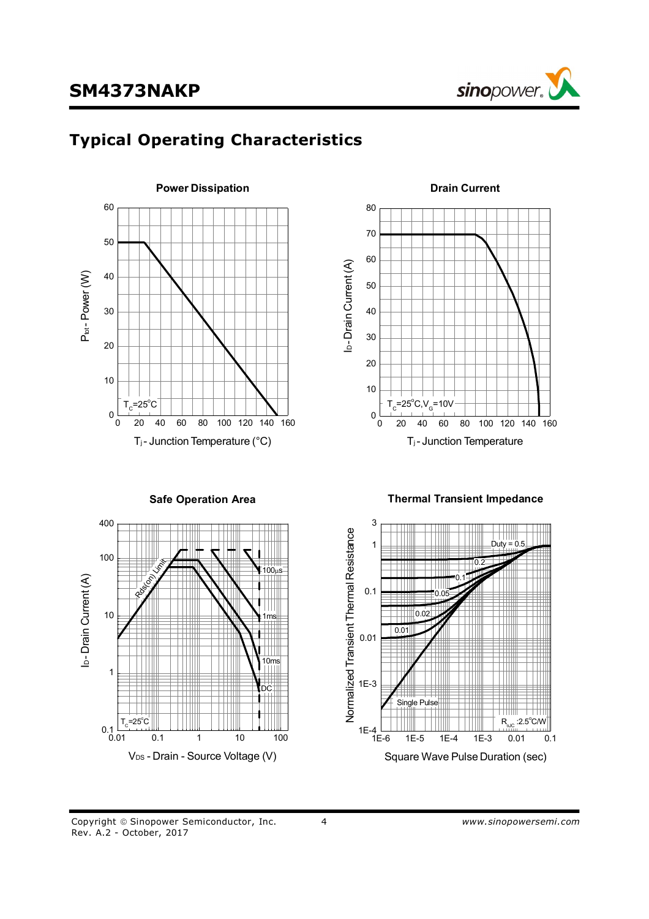# Typical Operating Characteristics

**Power Dissipation**

$P_{tot}$ - Power (W)

$T_C$=25°C

$T_j$ - Junction Temperature (°C)

**Drain Current**

$I_D$ - Drain Current (A)

$T_C$=25°C, $V_G$=10V

$T_j$ - Junction Temperature

**Safe Operation Area**

$I_D$ - Drain Current (A)

Rds(on) Limit

100µs

1ms

10ms

DC

$T_C$=25°C

$V_{DS}$ - Drain - Source Voltage (V)

**Thermal Transient Impedance**

Normalized Transient Thermal Resistance

Duty = 0.5

0.2

0.1

0.05

0.02

0.01

Single Pulse

$R_{\theta JC}$ :2.5°C/W

Square Wave Pulse Duration (sec)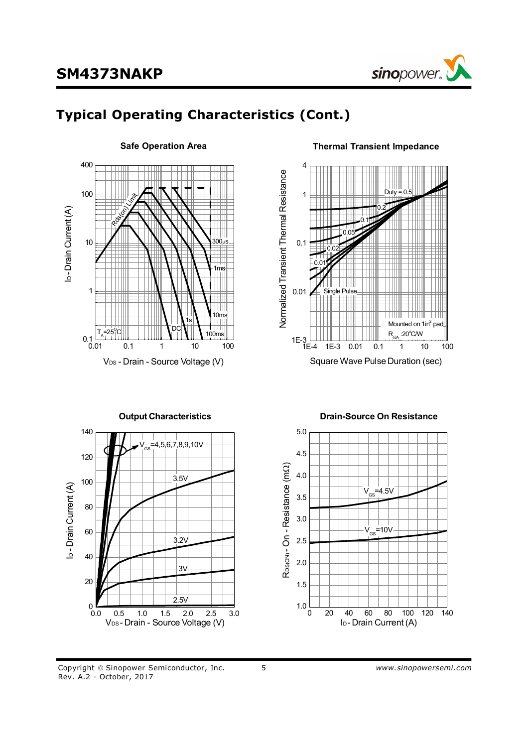## Typical Operating Characteristics (Cont.)

**Safe Operation Area**

$I_D$ - Drain Current (A)

$V_{DS}$ - Drain - Source Voltage (V)

Rds(on) Limit, 300μs, 1ms, 10ms, 100ms, 1s, DC, $T_A$=25°C

**Thermal Transient Impedance**

Normalized Transient Thermal Resistance

Square Wave Pulse Duration (sec)

Duty = 0.5, 0.2, 0.1, 0.05, 0.02, 0.01, Single Pulse

Mounted on 1in² pad

$R_{\theta JA}$ :20°C/W

**Output Characteristics**

$I_D$ - Drain Current (A)

$V_{DS}$ - Drain - Source Voltage (V)

$V_{GS}$=4,5,6,7,8,9,10V, 3.5V, 3.2V, 3V, 2.5V

**Drain-Source On Resistance**

$R_{DS(ON)}$ - On - Resistance (mΩ)

$I_D$ - Drain Current (A)

$V_{GS}$=4.5V, $V_{GS}$=10V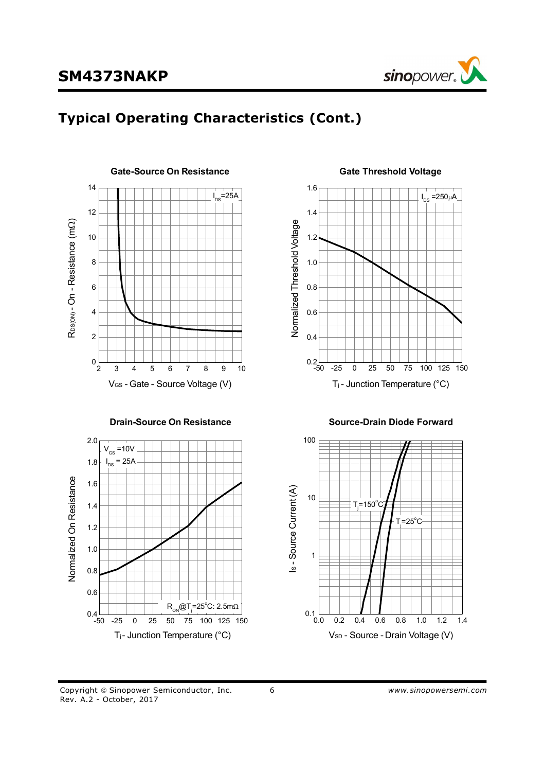## Typical Operating Characteristics (Cont.)

**Gate-Source On Resistance**

$I_{DS}$=25A

$R_{DS(ON)}$ - On - Resistance (mΩ) vs. $V_{GS}$ - Gate - Source Voltage (V)

**Gate Threshold Voltage**

$I_{DS}$ =250μA

Normalized Threshold Voltage vs. $T_j$ - Junction Temperature (°C)

**Drain-Source On Resistance**

$V_{GS}$ =10V
$I_{DS}$ = 25A

$R_{ON}$@$T_j$=25°C: 2.5mΩ

Normalized On Resistance vs. $T_j$ - Junction Temperature (°C)

**Source-Drain Diode Forward**

$T_j$=150°C
$T_j$=25°C

$I_S$ - Source Current (A) vs. $V_{SD}$ - Source - Drain Voltage (V)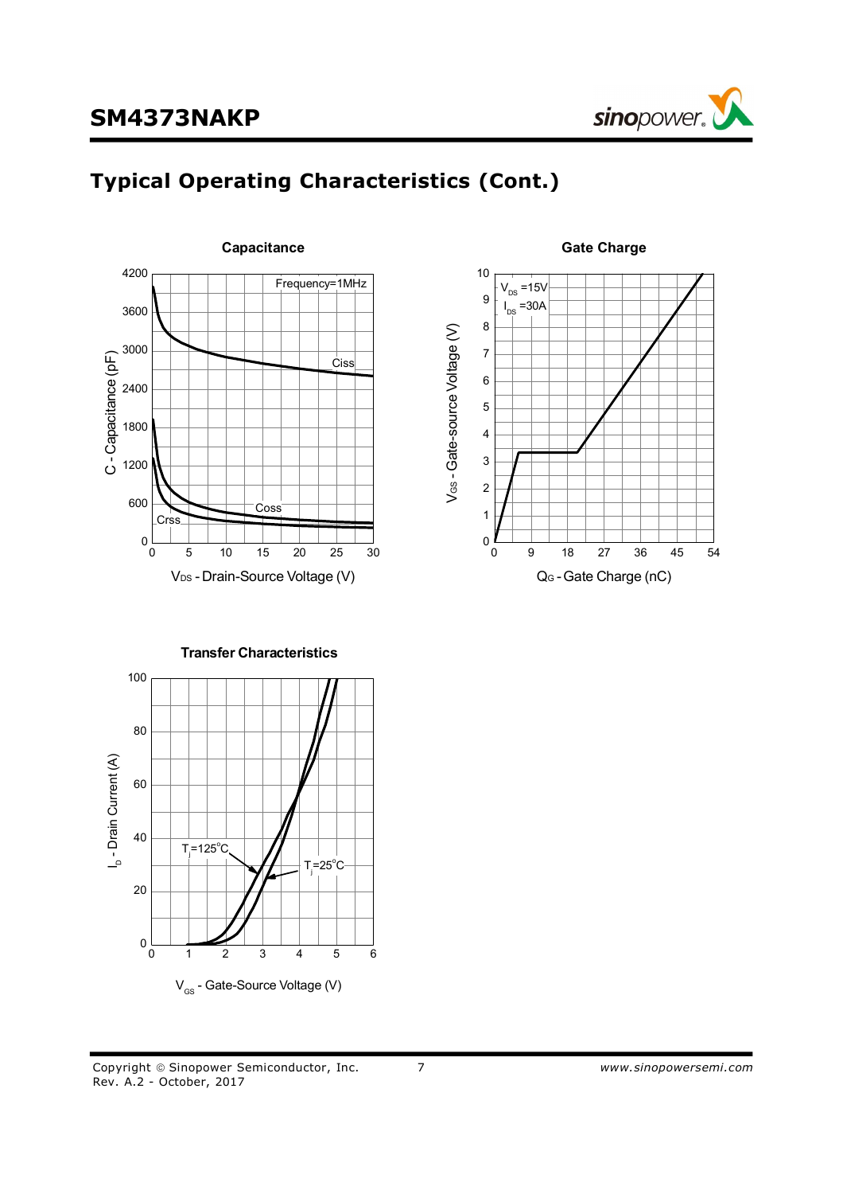## Typical Operating Characteristics (Cont.)

**Capacitance**

Frequency=1MHz

Ciss

Coss

Crss

C - Capacitance (pF)

$V_{DS}$ - Drain-Source Voltage (V)

**Gate Charge**

$V_{DS}$ =15V

$I_{DS}$ =30A

$V_{GS}$ - Gate-source Voltage (V)

$Q_G$ - Gate Charge (nC)

**Transfer Characteristics**

$T_j$=125°C

$T_j$=25°C

$I_D$ - Drain Current (A)

$V_{GS}$ - Gate-Source Voltage (V)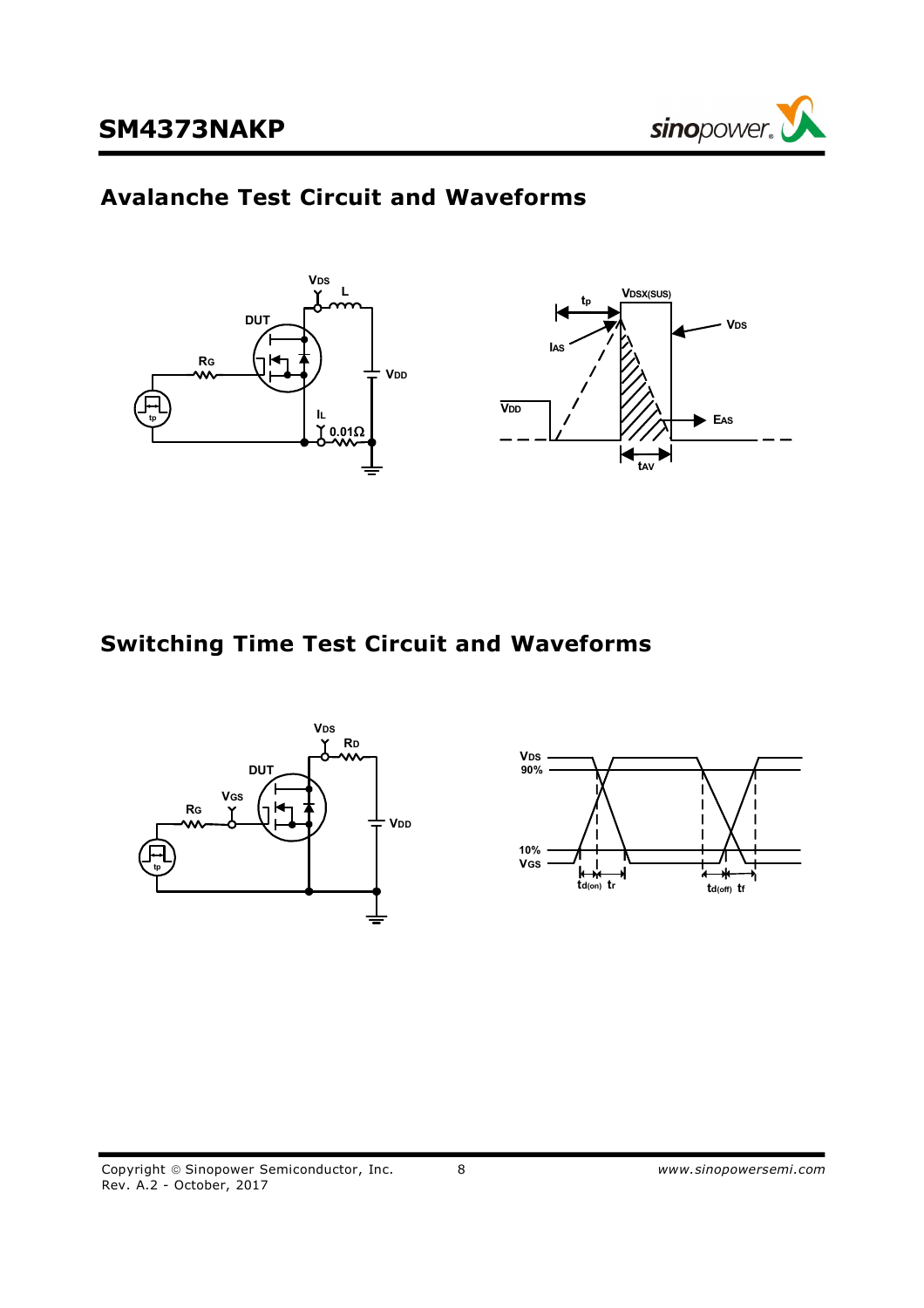## Avalanche Test Circuit and Waveforms

## Switching Time Test Circuit and Waveforms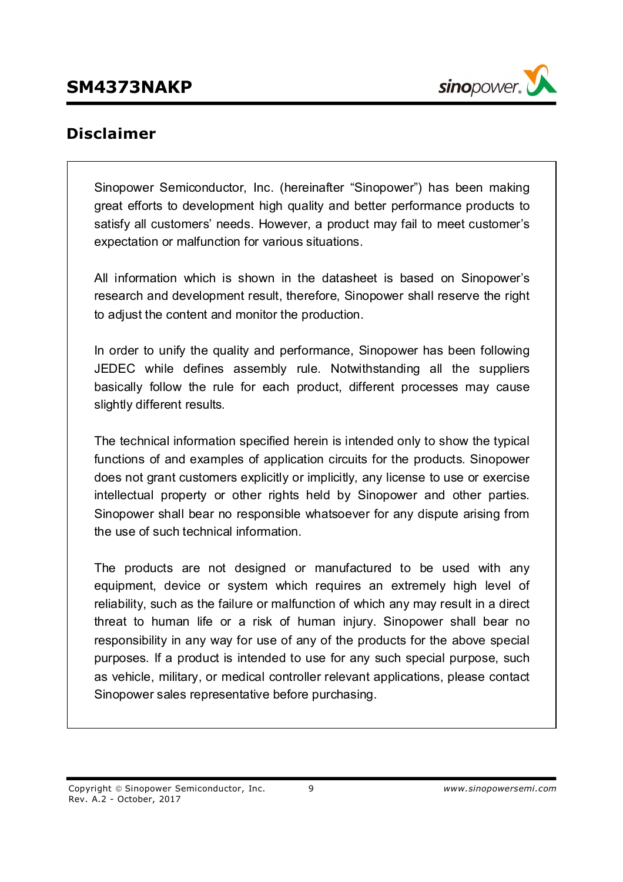## Disclaimer

Sinopower Semiconductor, Inc. (hereinafter "Sinopower") has been making great efforts to development high quality and better performance products to satisfy all customers' needs. However, a product may fail to meet customer's expectation or malfunction for various situations.

All information which is shown in the datasheet is based on Sinopower's research and development result, therefore, Sinopower shall reserve the right to adjust the content and monitor the production.

In order to unify the quality and performance, Sinopower has been following JEDEC while defines assembly rule. Notwithstanding all the suppliers basically follow the rule for each product, different processes may cause slightly different results.

The technical information specified herein is intended only to show the typical functions of and examples of application circuits for the products. Sinopower does not grant customers explicitly or implicitly, any license to use or exercise intellectual property or other rights held by Sinopower and other parties. Sinopower shall bear no responsible whatsoever for any dispute arising from the use of such technical information.

The products are not designed or manufactured to be used with any equipment, device or system which requires an extremely high level of reliability, such as the failure or malfunction of which any may result in a direct threat to human life or a risk of human injury. Sinopower shall bear no responsibility in any way for use of any of the products for the above special purposes. If a product is intended to use for any such special purpose, such as vehicle, military, or medical controller relevant applications, please contact Sinopower sales representative before purchasing.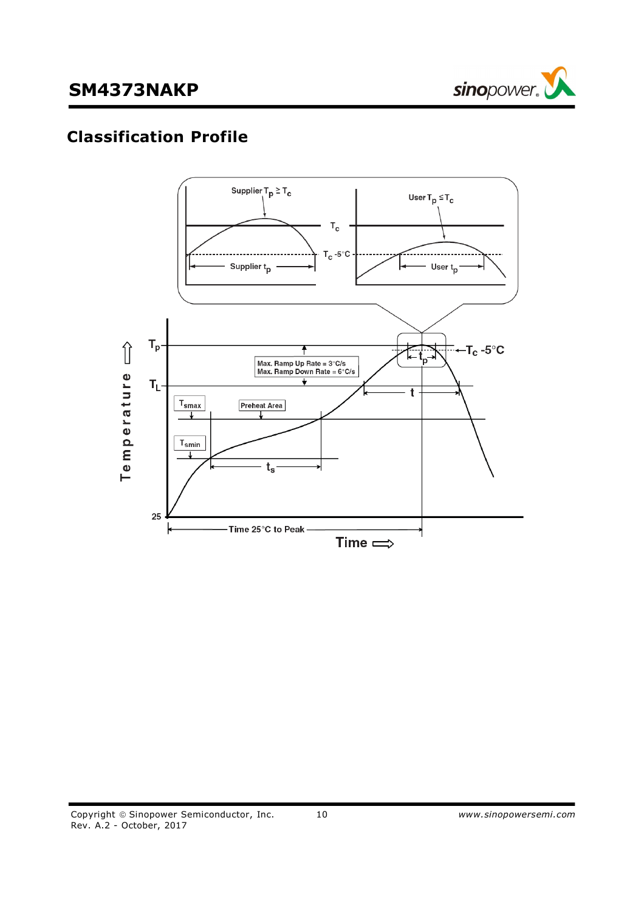## Classification Profile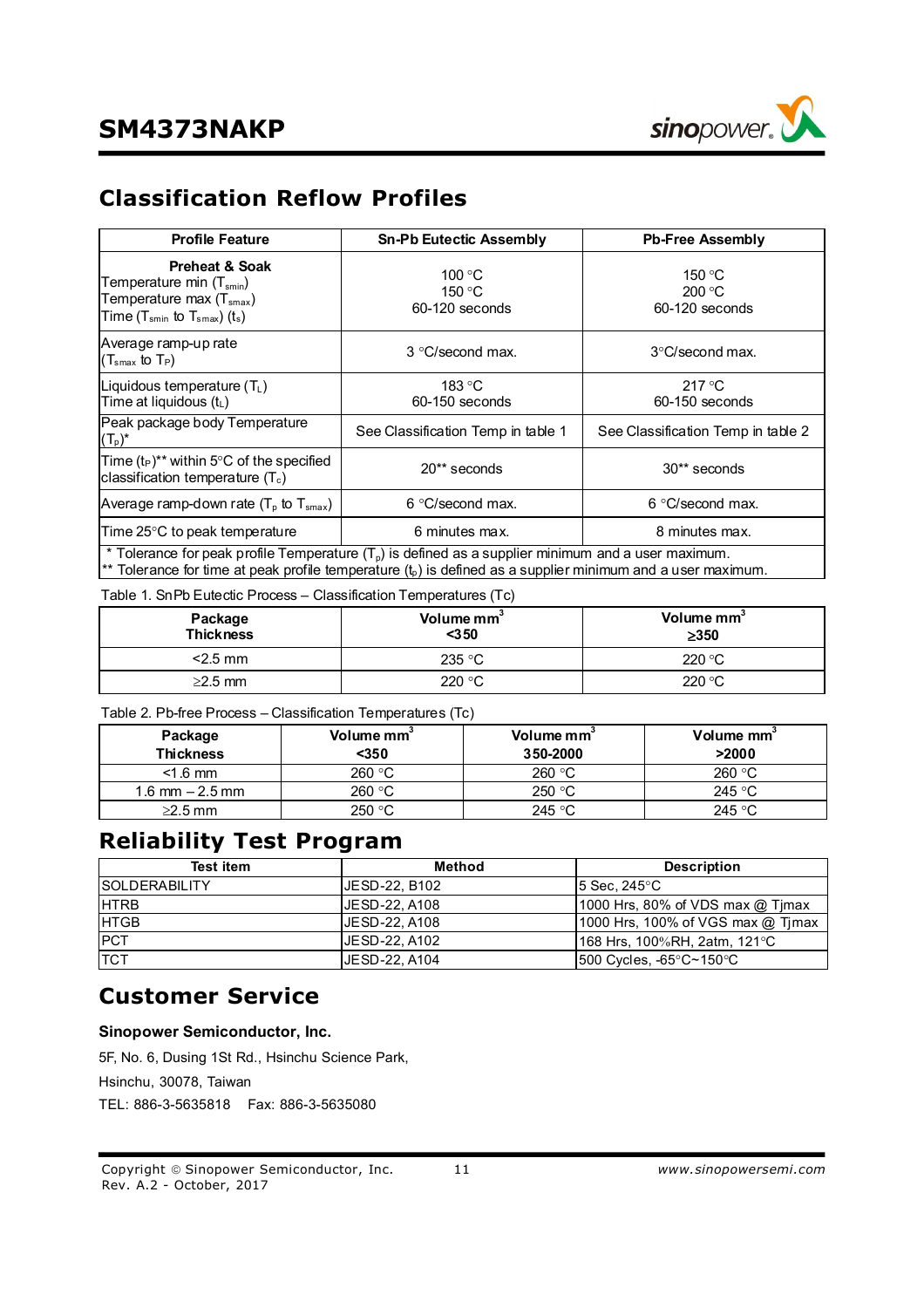## Classification Reflow Profiles

| Profile Feature | Sn-Pb Eutectic Assembly | Pb-Free Assembly |
|---|---|---|
| **Preheat & Soak**<br>Temperature min ($T_{smin}$)<br>Temperature max ($T_{smax}$)<br>Time ($T_{smin}$ to $T_{smax}$) ($t_s$) | 100 °C<br>150 °C<br>60-120 seconds | 150 °C<br>200 °C<br>60-120 seconds |
| Average ramp-up rate<br>($T_{smax}$ to $T_P$) | 3 °C/second max. | 3°C/second max. |
| Liquidous temperature ($T_L$)<br>Time at liquidous ($t_L$) | 183 °C<br>60-150 seconds | 217 °C<br>60-150 seconds |
| Peak package body Temperature ($T_p$)* | See Classification Temp in table 1 | See Classification Temp in table 2 |
| Time ($t_P$)** within 5°C of the specified classification temperature ($T_c$) | 20** seconds | 30** seconds |
| Average ramp-down rate ($T_p$ to $T_{smax}$) | 6 °C/second max. | 6 °C/second max. |
| Time 25°C to peak temperature | 6 minutes max. | 8 minutes max. |

\* Tolerance for peak profile Temperature ($T_p$) is defined as a supplier minimum and a user maximum.
** Tolerance for time at peak profile temperature ($t_p$) is defined as a supplier minimum and a user maximum.

Table 1. SnPb Eutectic Process – Classification Temperatures (Tc)

| Package Thickness | Volume mm$^3$ <350 | Volume mm$^3$ ≥350 |
|---|---|---|
| <2.5 mm | 235 °C | 220 °C |
| ≥2.5 mm | 220 °C | 220 °C |

Table 2. Pb-free Process – Classification Temperatures (Tc)

| Package Thickness | Volume mm$^3$ <350 | Volume mm$^3$ 350-2000 | Volume mm$^3$ >2000 |
|---|---|---|---|
| <1.6 mm | 260 °C | 260 °C | 260 °C |
| 1.6 mm – 2.5 mm | 260 °C | 250 °C | 245 °C |
| ≥2.5 mm | 250 °C | 245 °C | 245 °C |

## Reliability Test Program

| Test item | Method | Description |
|---|---|---|
| SOLDERABILITY | JESD-22, B102 | 5 Sec, 245°C |
| HTRB | JESD-22, A108 | 1000 Hrs, 80% of VDS max @ Tjmax |
| HTGB | JESD-22, A108 | 1000 Hrs, 100% of VGS max @ Tjmax |
| PCT | JESD-22, A102 | 168 Hrs, 100%RH, 2atm, 121°C |
| TCT | JESD-22, A104 | 500 Cycles, -65°C~150°C |

## Customer Service

**Sinopower Semiconductor, Inc.**

5F, No. 6, Dusing 1St Rd., Hsinchu Science Park,

Hsinchu, 30078, Taiwan

TEL: 886-3-5635818  Fax: 886-3-5635080

Copyright © Sinopower Semiconductor, Inc.
Rev. A.2 - October, 2017